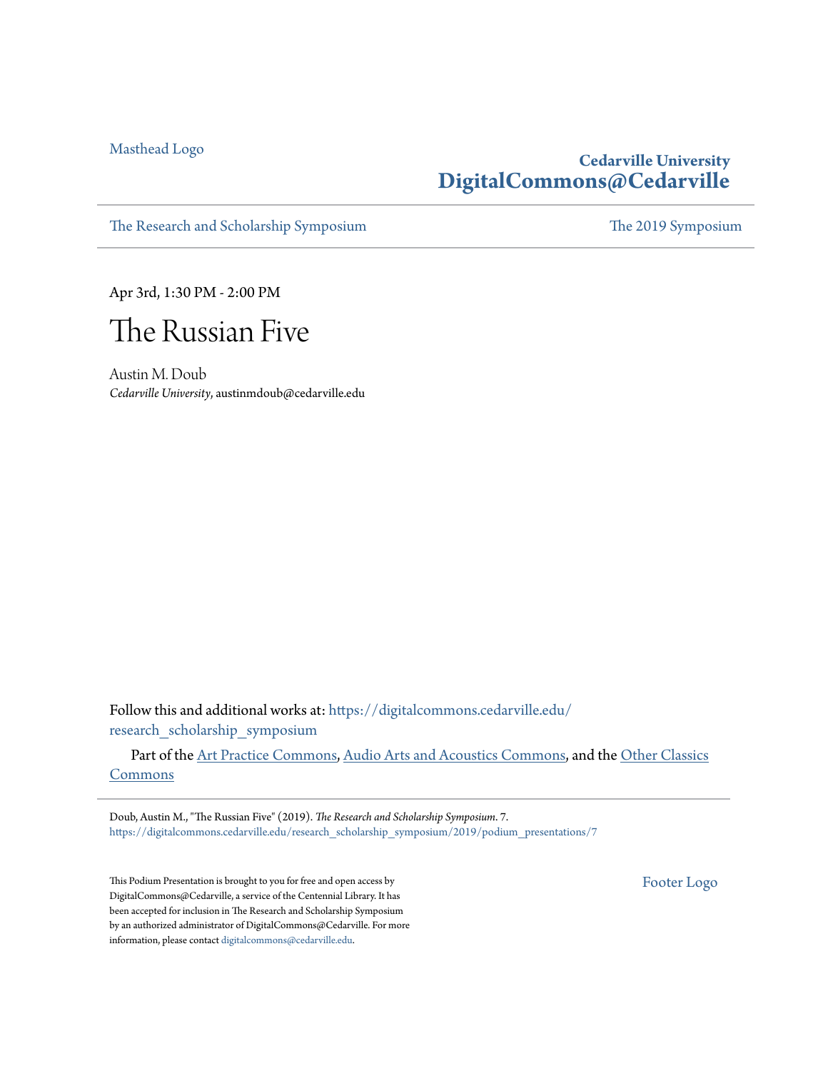Masthead Logo

**Cedarville University**
**DigitalCommons@Cedarville**

The Research and Scholarship Symposium | The 2019 Symposium

Apr 3rd, 1:30 PM - 2:00 PM

# The Russian Five

Austin M. Doub
*Cedarville University*, austinmdoub@cedarville.edu

Follow this and additional works at: https://digitalcommons.cedarville.edu/research_scholarship_symposium

Part of the Art Practice Commons, Audio Arts and Acoustics Commons, and the Other Classics Commons

Doub, Austin M., "The Russian Five" (2019). *The Research and Scholarship Symposium*. 7.
https://digitalcommons.cedarville.edu/research_scholarship_symposium/2019/podium_presentations/7

This Podium Presentation is brought to you for free and open access by DigitalCommons@Cedarville, a service of the Centennial Library. It has been accepted for inclusion in The Research and Scholarship Symposium by an authorized administrator of DigitalCommons@Cedarville. For more information, please contact digitalcommons@cedarville.edu.

Footer Logo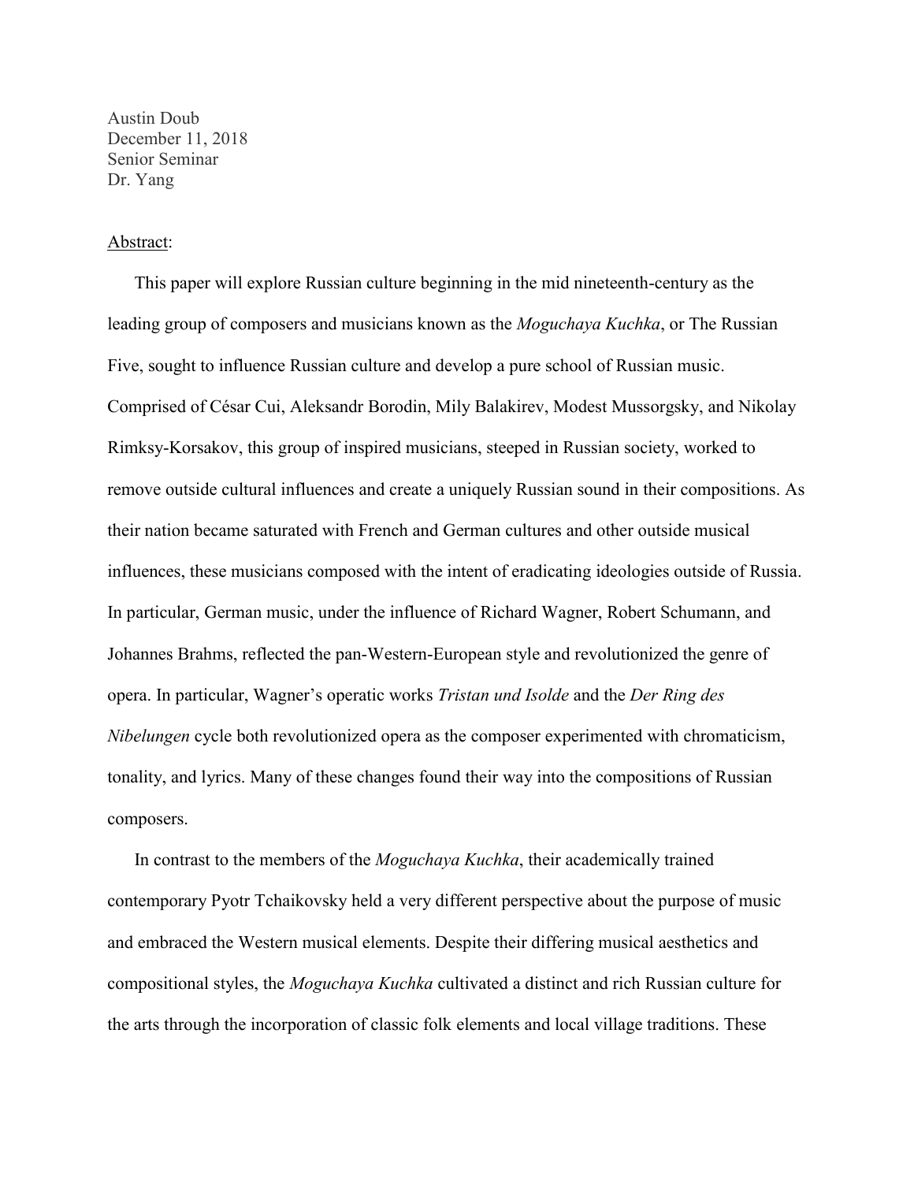Austin Doub
December 11, 2018
Senior Seminar
Dr. Yang

Abstract:

This paper will explore Russian culture beginning in the mid nineteenth-century as the leading group of composers and musicians known as the *Moguchaya Kuchka*, or The Russian Five, sought to influence Russian culture and develop a pure school of Russian music. Comprised of César Cui, Aleksandr Borodin, Mily Balakirev, Modest Mussorgsky, and Nikolay Rimksy-Korsakov, this group of inspired musicians, steeped in Russian society, worked to remove outside cultural influences and create a uniquely Russian sound in their compositions. As their nation became saturated with French and German cultures and other outside musical influences, these musicians composed with the intent of eradicating ideologies outside of Russia. In particular, German music, under the influence of Richard Wagner, Robert Schumann, and Johannes Brahms, reflected the pan-Western-European style and revolutionized the genre of opera. In particular, Wagner's operatic works *Tristan und Isolde* and the *Der Ring des Nibelungen* cycle both revolutionized opera as the composer experimented with chromaticism, tonality, and lyrics. Many of these changes found their way into the compositions of Russian composers.

In contrast to the members of the *Moguchaya Kuchka*, their academically trained contemporary Pyotr Tchaikovsky held a very different perspective about the purpose of music and embraced the Western musical elements. Despite their differing musical aesthetics and compositional styles, the *Moguchaya Kuchka* cultivated a distinct and rich Russian culture for the arts through the incorporation of classic folk elements and local village traditions. These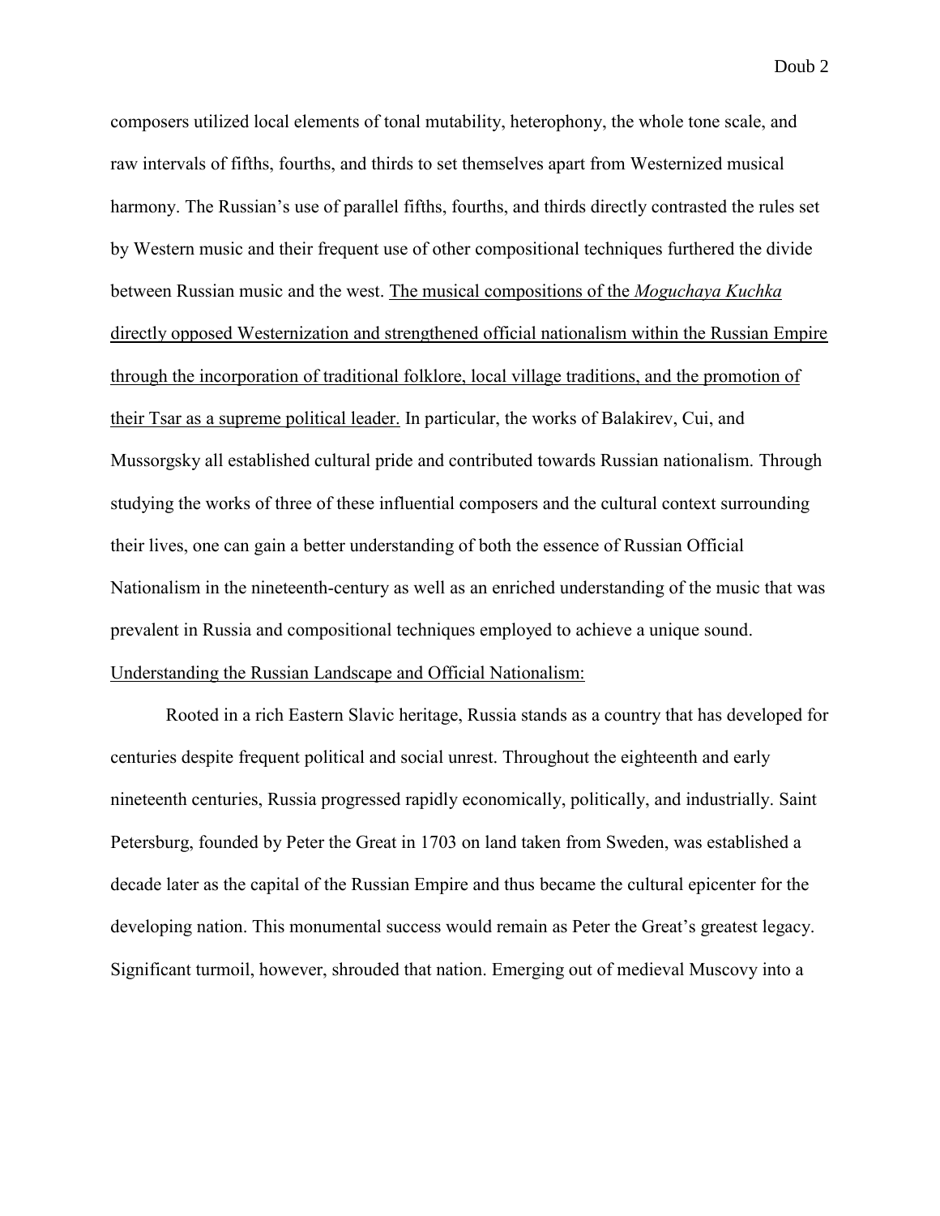composers utilized local elements of tonal mutability, heterophony, the whole tone scale, and raw intervals of fifths, fourths, and thirds to set themselves apart from Westernized musical harmony. The Russian's use of parallel fifths, fourths, and thirds directly contrasted the rules set by Western music and their frequent use of other compositional techniques furthered the divide between Russian music and the west. <u>The musical compositions of the *Moguchaya Kuchka* directly opposed Westernization and strengthened official nationalism within the Russian Empire through the incorporation of traditional folklore, local village traditions, and the promotion of their Tsar as a supreme political leader.</u> In particular, the works of Balakirev, Cui, and Mussorgsky all established cultural pride and contributed towards Russian nationalism. Through studying the works of three of these influential composers and the cultural context surrounding their lives, one can gain a better understanding of both the essence of Russian Official Nationalism in the nineteenth-century as well as an enriched understanding of the music that was prevalent in Russia and compositional techniques employed to achieve a unique sound.

<u>Understanding the Russian Landscape and Official Nationalism:</u>

Rooted in a rich Eastern Slavic heritage, Russia stands as a country that has developed for centuries despite frequent political and social unrest. Throughout the eighteenth and early nineteenth centuries, Russia progressed rapidly economically, politically, and industrially. Saint Petersburg, founded by Peter the Great in 1703 on land taken from Sweden, was established a decade later as the capital of the Russian Empire and thus became the cultural epicenter for the developing nation. This monumental success would remain as Peter the Great's greatest legacy. Significant turmoil, however, shrouded that nation. Emerging out of medieval Muscovy into a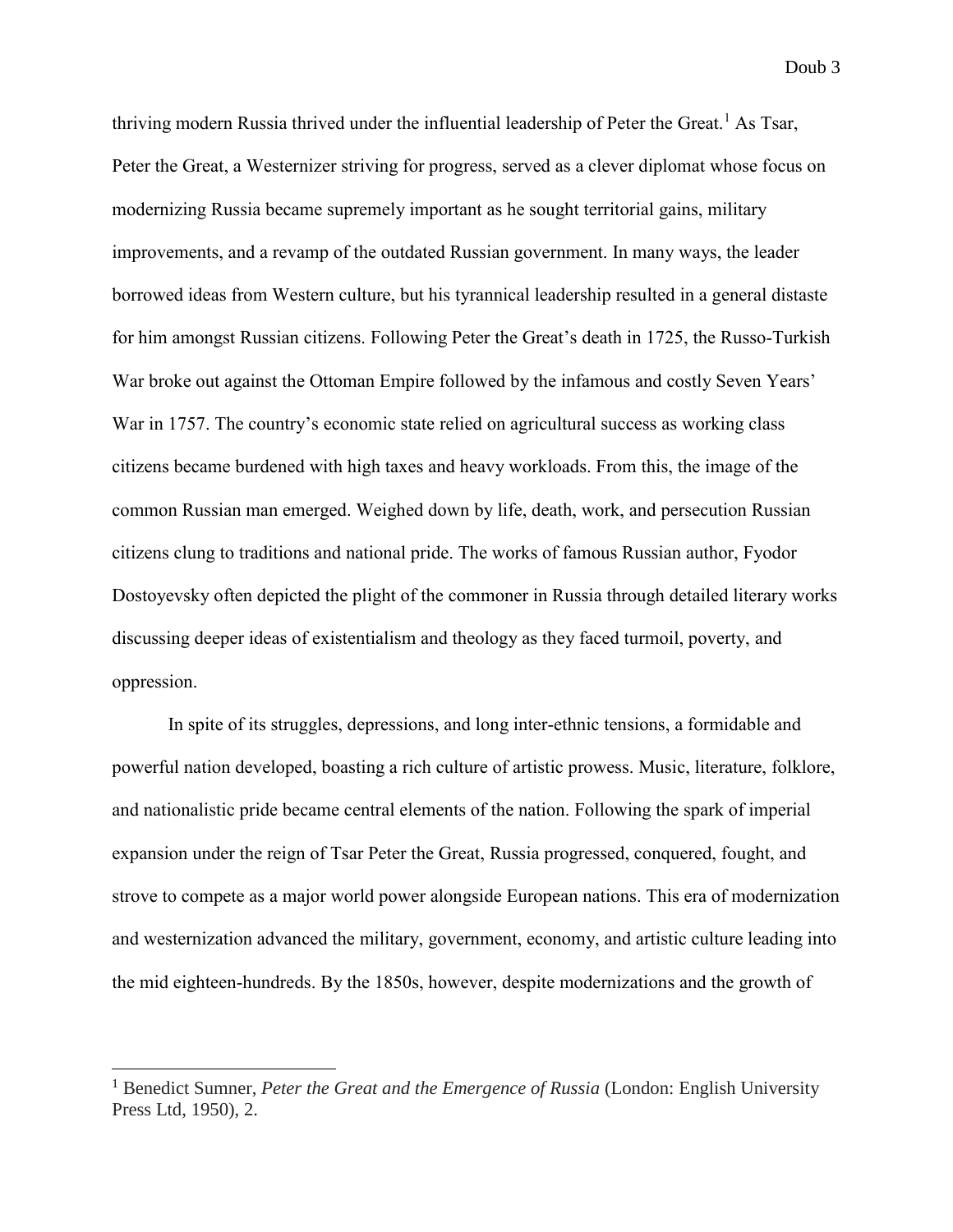thriving modern Russia thrived under the influential leadership of Peter the Great.[1] As Tsar, Peter the Great, a Westernizer striving for progress, served as a clever diplomat whose focus on modernizing Russia became supremely important as he sought territorial gains, military improvements, and a revamp of the outdated Russian government. In many ways, the leader borrowed ideas from Western culture, but his tyrannical leadership resulted in a general distaste for him amongst Russian citizens. Following Peter the Great's death in 1725, the Russo-Turkish War broke out against the Ottoman Empire followed by the infamous and costly Seven Years' War in 1757. The country's economic state relied on agricultural success as working class citizens became burdened with high taxes and heavy workloads. From this, the image of the common Russian man emerged. Weighed down by life, death, work, and persecution Russian citizens clung to traditions and national pride. The works of famous Russian author, Fyodor Dostoyevsky often depicted the plight of the commoner in Russia through detailed literary works discussing deeper ideas of existentialism and theology as they faced turmoil, poverty, and oppression.

In spite of its struggles, depressions, and long inter-ethnic tensions, a formidable and powerful nation developed, boasting a rich culture of artistic prowess. Music, literature, folklore, and nationalistic pride became central elements of the nation. Following the spark of imperial expansion under the reign of Tsar Peter the Great, Russia progressed, conquered, fought, and strove to compete as a major world power alongside European nations. This era of modernization and westernization advanced the military, government, economy, and artistic culture leading into the mid eighteen-hundreds. By the 1850s, however, despite modernizations and the growth of

[1] Benedict Sumner, *Peter the Great and the Emergence of Russia* (London: English University Press Ltd, 1950), 2.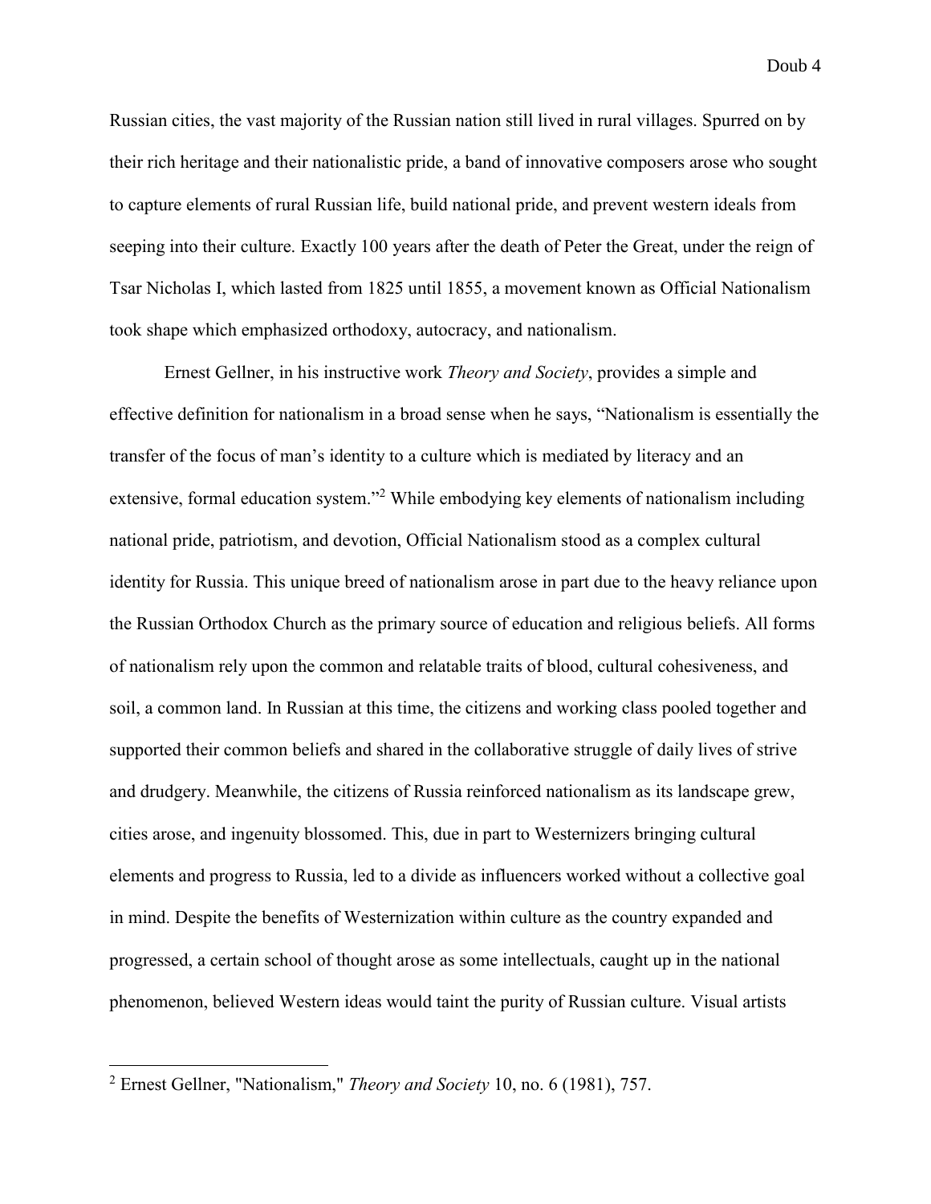Russian cities, the vast majority of the Russian nation still lived in rural villages. Spurred on by their rich heritage and their nationalistic pride, a band of innovative composers arose who sought to capture elements of rural Russian life, build national pride, and prevent western ideals from seeping into their culture. Exactly 100 years after the death of Peter the Great, under the reign of Tsar Nicholas I, which lasted from 1825 until 1855, a movement known as Official Nationalism took shape which emphasized orthodoxy, autocracy, and nationalism.

Ernest Gellner, in his instructive work *Theory and Society*, provides a simple and effective definition for nationalism in a broad sense when he says, "Nationalism is essentially the transfer of the focus of man's identity to a culture which is mediated by literacy and an extensive, formal education system."[2] While embodying key elements of nationalism including national pride, patriotism, and devotion, Official Nationalism stood as a complex cultural identity for Russia. This unique breed of nationalism arose in part due to the heavy reliance upon the Russian Orthodox Church as the primary source of education and religious beliefs. All forms of nationalism rely upon the common and relatable traits of blood, cultural cohesiveness, and soil, a common land. In Russian at this time, the citizens and working class pooled together and supported their common beliefs and shared in the collaborative struggle of daily lives of strive and drudgery. Meanwhile, the citizens of Russia reinforced nationalism as its landscape grew, cities arose, and ingenuity blossomed. This, due in part to Westernizers bringing cultural elements and progress to Russia, led to a divide as influencers worked without a collective goal in mind. Despite the benefits of Westernization within culture as the country expanded and progressed, a certain school of thought arose as some intellectuals, caught up in the national phenomenon, believed Western ideas would taint the purity of Russian culture. Visual artists

---

[2] Ernest Gellner, "Nationalism," *Theory and Society* 10, no. 6 (1981), 757.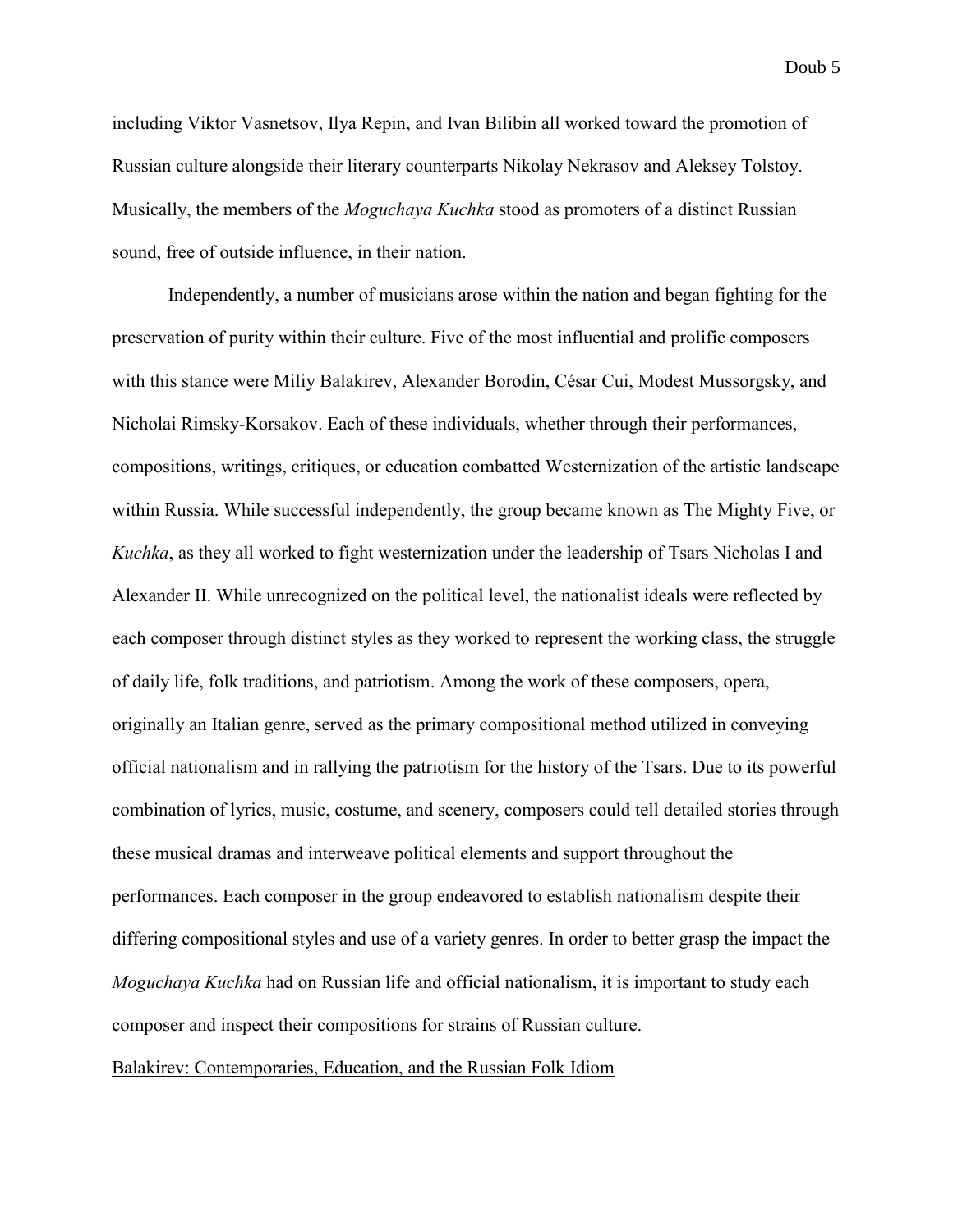including Viktor Vasnetsov, Ilya Repin, and Ivan Bilibin all worked toward the promotion of Russian culture alongside their literary counterparts Nikolay Nekrasov and Aleksey Tolstoy. Musically, the members of the *Moguchaya Kuchka* stood as promoters of a distinct Russian sound, free of outside influence, in their nation.

Independently, a number of musicians arose within the nation and began fighting for the preservation of purity within their culture. Five of the most influential and prolific composers with this stance were Miliy Balakirev, Alexander Borodin, César Cui, Modest Mussorgsky, and Nicholai Rimsky-Korsakov. Each of these individuals, whether through their performances, compositions, writings, critiques, or education combatted Westernization of the artistic landscape within Russia. While successful independently, the group became known as The Mighty Five, or *Kuchka*, as they all worked to fight westernization under the leadership of Tsars Nicholas I and Alexander II. While unrecognized on the political level, the nationalist ideals were reflected by each composer through distinct styles as they worked to represent the working class, the struggle of daily life, folk traditions, and patriotism. Among the work of these composers, opera, originally an Italian genre, served as the primary compositional method utilized in conveying official nationalism and in rallying the patriotism for the history of the Tsars. Due to its powerful combination of lyrics, music, costume, and scenery, composers could tell detailed stories through these musical dramas and interweave political elements and support throughout the performances. Each composer in the group endeavored to establish nationalism despite their differing compositional styles and use of a variety genres. In order to better grasp the impact the *Moguchaya Kuchka* had on Russian life and official nationalism, it is important to study each composer and inspect their compositions for strains of Russian culture.

## Balakirev: Contemporaries, Education, and the Russian Folk Idiom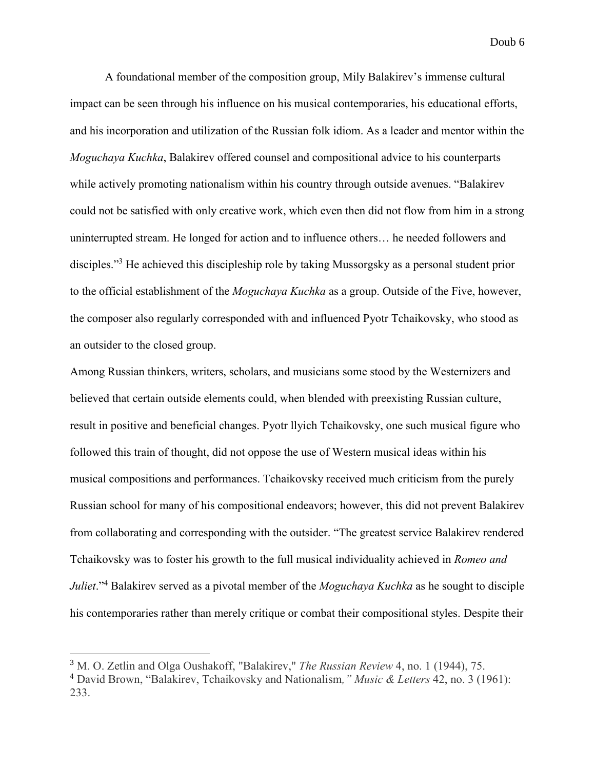A foundational member of the composition group, Mily Balakirev's immense cultural impact can be seen through his influence on his musical contemporaries, his educational efforts, and his incorporation and utilization of the Russian folk idiom. As a leader and mentor within the *Moguchaya Kuchka*, Balakirev offered counsel and compositional advice to his counterparts while actively promoting nationalism within his country through outside avenues. "Balakirev could not be satisfied with only creative work, which even then did not flow from him in a strong uninterrupted stream. He longed for action and to influence others… he needed followers and disciples."[3] He achieved this discipleship role by taking Mussorgsky as a personal student prior to the official establishment of the *Moguchaya Kuchka* as a group. Outside of the Five, however, the composer also regularly corresponded with and influenced Pyotr Tchaikovsky, who stood as an outsider to the closed group.

Among Russian thinkers, writers, scholars, and musicians some stood by the Westernizers and believed that certain outside elements could, when blended with preexisting Russian culture, result in positive and beneficial changes. Pyotr llyich Tchaikovsky, one such musical figure who followed this train of thought, did not oppose the use of Western musical ideas within his musical compositions and performances. Tchaikovsky received much criticism from the purely Russian school for many of his compositional endeavors; however, this did not prevent Balakirev from collaborating and corresponding with the outsider. "The greatest service Balakirev rendered Tchaikovsky was to foster his growth to the full musical individuality achieved in *Romeo and Juliet*."[4] Balakirev served as a pivotal member of the *Moguchaya Kuchka* as he sought to disciple his contemporaries rather than merely critique or combat their compositional styles. Despite their

---

[3] M. O. Zetlin and Olga Oushakoff, "Balakirev," *The Russian Review* 4, no. 1 (1944), 75.

[4] David Brown, "Balakirev, Tchaikovsky and Nationalism*," Music & Letters* 42, no. 3 (1961): 233.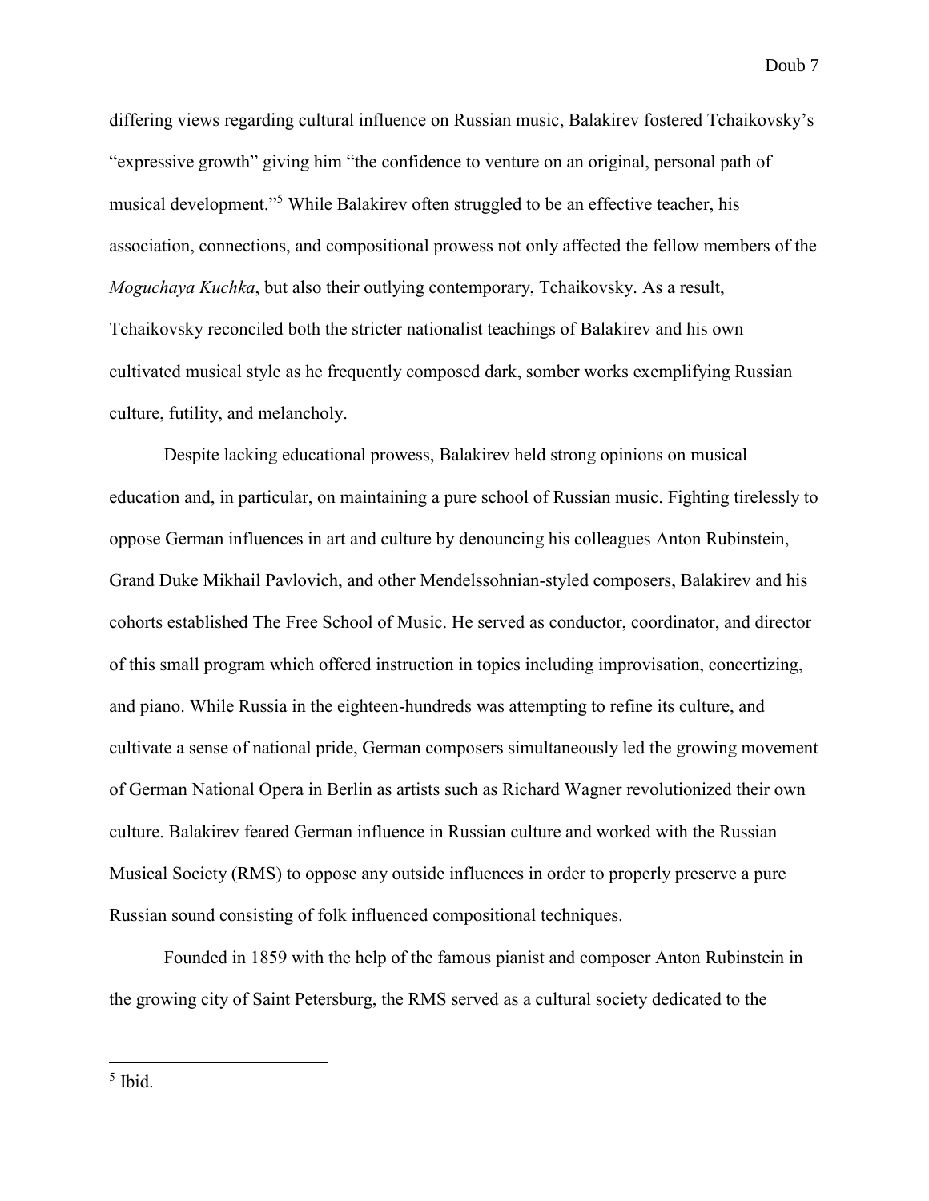differing views regarding cultural influence on Russian music, Balakirev fostered Tchaikovsky's "expressive growth" giving him "the confidence to venture on an original, personal path of musical development."[5] While Balakirev often struggled to be an effective teacher, his association, connections, and compositional prowess not only affected the fellow members of the *Moguchaya Kuchka*, but also their outlying contemporary, Tchaikovsky. As a result, Tchaikovsky reconciled both the stricter nationalist teachings of Balakirev and his own cultivated musical style as he frequently composed dark, somber works exemplifying Russian culture, futility, and melancholy.

Despite lacking educational prowess, Balakirev held strong opinions on musical education and, in particular, on maintaining a pure school of Russian music. Fighting tirelessly to oppose German influences in art and culture by denouncing his colleagues Anton Rubinstein, Grand Duke Mikhail Pavlovich, and other Mendelssohnian-styled composers, Balakirev and his cohorts established The Free School of Music. He served as conductor, coordinator, and director of this small program which offered instruction in topics including improvisation, concertizing, and piano. While Russia in the eighteen-hundreds was attempting to refine its culture, and cultivate a sense of national pride, German composers simultaneously led the growing movement of German National Opera in Berlin as artists such as Richard Wagner revolutionized their own culture. Balakirev feared German influence in Russian culture and worked with the Russian Musical Society (RMS) to oppose any outside influences in order to properly preserve a pure Russian sound consisting of folk influenced compositional techniques.

Founded in 1859 with the help of the famous pianist and composer Anton Rubinstein in the growing city of Saint Petersburg, the RMS served as a cultural society dedicated to the

---

[5] Ibid.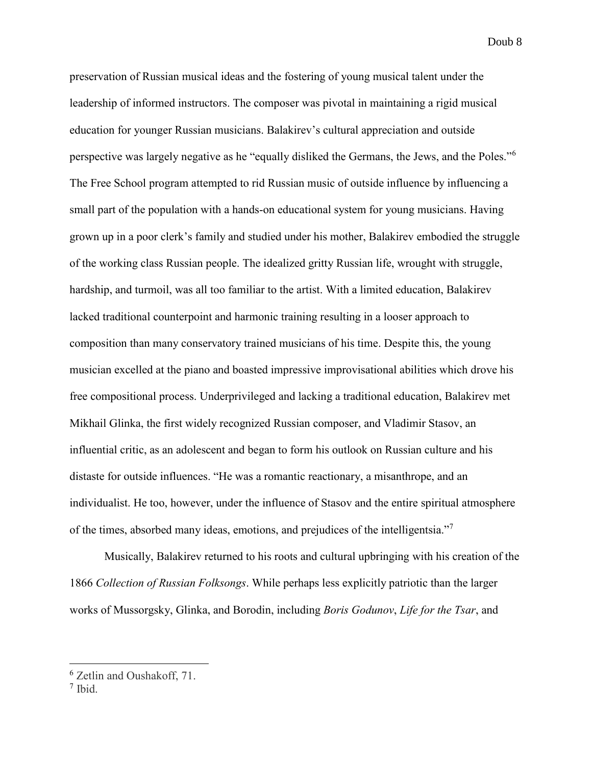preservation of Russian musical ideas and the fostering of young musical talent under the leadership of informed instructors. The composer was pivotal in maintaining a rigid musical education for younger Russian musicians. Balakirev's cultural appreciation and outside perspective was largely negative as he "equally disliked the Germans, the Jews, and the Poles."[6] The Free School program attempted to rid Russian music of outside influence by influencing a small part of the population with a hands-on educational system for young musicians. Having grown up in a poor clerk's family and studied under his mother, Balakirev embodied the struggle of the working class Russian people. The idealized gritty Russian life, wrought with struggle, hardship, and turmoil, was all too familiar to the artist. With a limited education, Balakirev lacked traditional counterpoint and harmonic training resulting in a looser approach to composition than many conservatory trained musicians of his time. Despite this, the young musician excelled at the piano and boasted impressive improvisational abilities which drove his free compositional process. Underprivileged and lacking a traditional education, Balakirev met Mikhail Glinka, the first widely recognized Russian composer, and Vladimir Stasov, an influential critic, as an adolescent and began to form his outlook on Russian culture and his distaste for outside influences. "He was a romantic reactionary, a misanthrope, and an individualist. He too, however, under the influence of Stasov and the entire spiritual atmosphere of the times, absorbed many ideas, emotions, and prejudices of the intelligentsia."[7]

Musically, Balakirev returned to his roots and cultural upbringing with his creation of the 1866 *Collection of Russian Folksongs*. While perhaps less explicitly patriotic than the larger works of Mussorgsky, Glinka, and Borodin, including *Boris Godunov*, *Life for the Tsar*, and

---

[6] Zetlin and Oushakoff, 71.

[7] Ibid.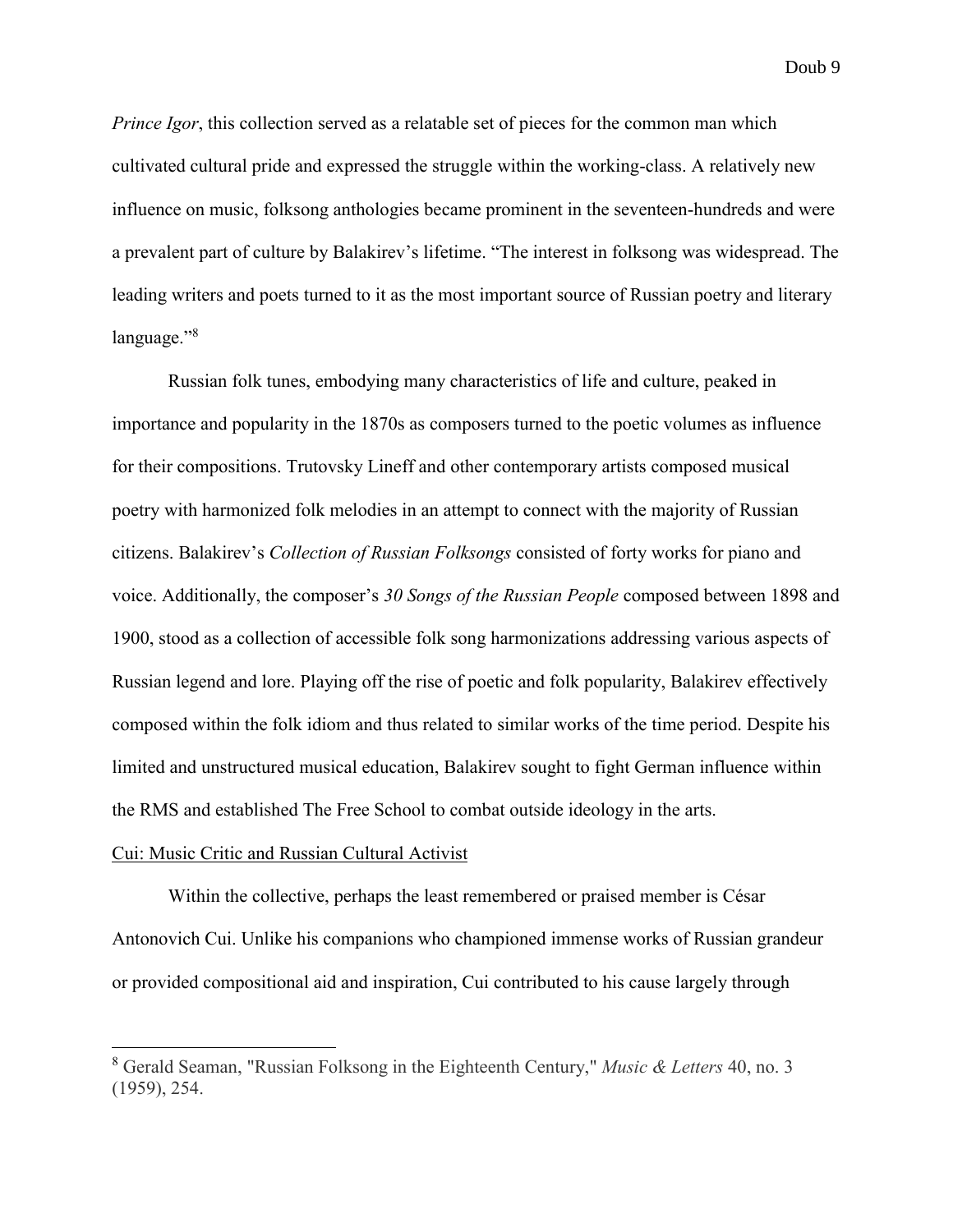*Prince Igor*, this collection served as a relatable set of pieces for the common man which cultivated cultural pride and expressed the struggle within the working-class. A relatively new influence on music, folksong anthologies became prominent in the seventeen-hundreds and were a prevalent part of culture by Balakirev's lifetime. "The interest in folksong was widespread. The leading writers and poets turned to it as the most important source of Russian poetry and literary language."[8]

Russian folk tunes, embodying many characteristics of life and culture, peaked in importance and popularity in the 1870s as composers turned to the poetic volumes as influence for their compositions. Trutovsky Lineff and other contemporary artists composed musical poetry with harmonized folk melodies in an attempt to connect with the majority of Russian citizens. Balakirev's *Collection of Russian Folksongs* consisted of forty works for piano and voice. Additionally, the composer's *30 Songs of the Russian People* composed between 1898 and 1900, stood as a collection of accessible folk song harmonizations addressing various aspects of Russian legend and lore. Playing off the rise of poetic and folk popularity, Balakirev effectively composed within the folk idiom and thus related to similar works of the time period. Despite his limited and unstructured musical education, Balakirev sought to fight German influence within the RMS and established The Free School to combat outside ideology in the arts.

<u>Cui: Music Critic and Russian Cultural Activist</u>

Within the collective, perhaps the least remembered or praised member is César Antonovich Cui. Unlike his companions who championed immense works of Russian grandeur or provided compositional aid and inspiration, Cui contributed to his cause largely through

---

[8] Gerald Seaman, "Russian Folksong in the Eighteenth Century," *Music & Letters* 40, no. 3 (1959), 254.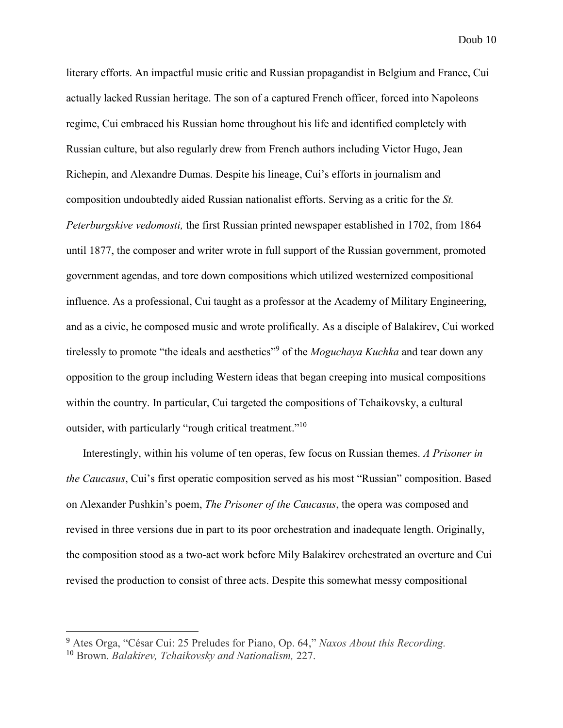literary efforts. An impactful music critic and Russian propagandist in Belgium and France, Cui actually lacked Russian heritage. The son of a captured French officer, forced into Napoleons regime, Cui embraced his Russian home throughout his life and identified completely with Russian culture, but also regularly drew from French authors including Victor Hugo, Jean Richepin, and Alexandre Dumas. Despite his lineage, Cui's efforts in journalism and composition undoubtedly aided Russian nationalist efforts. Serving as a critic for the *St. Peterburgskive vedomosti,* the first Russian printed newspaper established in 1702, from 1864 until 1877, the composer and writer wrote in full support of the Russian government, promoted government agendas, and tore down compositions which utilized westernized compositional influence. As a professional, Cui taught as a professor at the Academy of Military Engineering, and as a civic, he composed music and wrote prolifically. As a disciple of Balakirev, Cui worked tirelessly to promote "the ideals and aesthetics"[9] of the *Moguchaya Kuchka* and tear down any opposition to the group including Western ideas that began creeping into musical compositions within the country. In particular, Cui targeted the compositions of Tchaikovsky, a cultural outsider, with particularly "rough critical treatment."[10]

Interestingly, within his volume of ten operas, few focus on Russian themes. *A Prisoner in the Caucasus*, Cui's first operatic composition served as his most "Russian" composition. Based on Alexander Pushkin's poem, *The Prisoner of the Caucasus*, the opera was composed and revised in three versions due in part to its poor orchestration and inadequate length. Originally, the composition stood as a two-act work before Mily Balakirev orchestrated an overture and Cui revised the production to consist of three acts. Despite this somewhat messy compositional

---

[9] Ates Orga, "César Cui: 25 Preludes for Piano, Op. 64," *Naxos About this Recording.*

[10] Brown. *Balakirev, Tchaikovsky and Nationalism,* 227.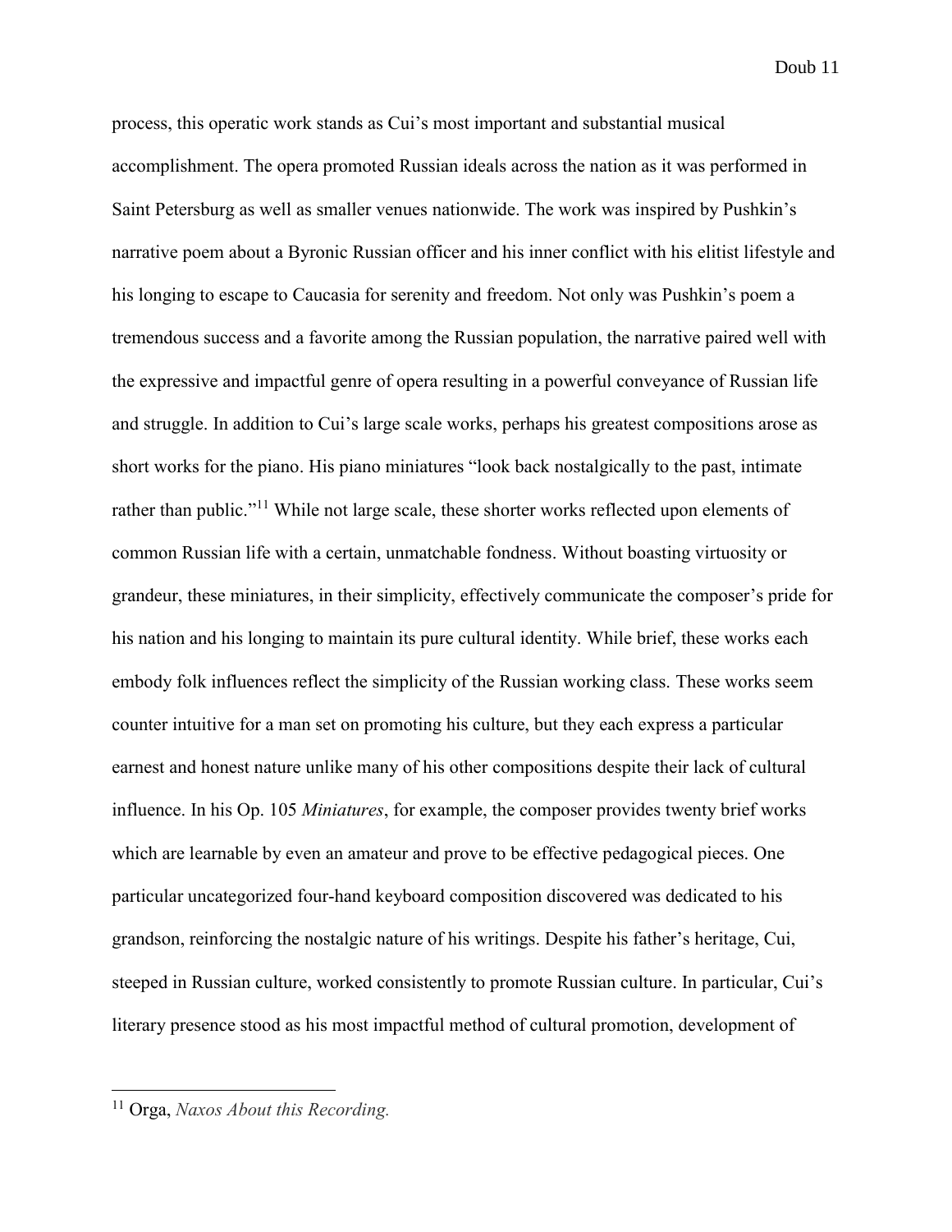process, this operatic work stands as Cui's most important and substantial musical accomplishment. The opera promoted Russian ideals across the nation as it was performed in Saint Petersburg as well as smaller venues nationwide. The work was inspired by Pushkin's narrative poem about a Byronic Russian officer and his inner conflict with his elitist lifestyle and his longing to escape to Caucasia for serenity and freedom. Not only was Pushkin's poem a tremendous success and a favorite among the Russian population, the narrative paired well with the expressive and impactful genre of opera resulting in a powerful conveyance of Russian life and struggle. In addition to Cui's large scale works, perhaps his greatest compositions arose as short works for the piano. His piano miniatures "look back nostalgically to the past, intimate rather than public."[11] While not large scale, these shorter works reflected upon elements of common Russian life with a certain, unmatchable fondness. Without boasting virtuosity or grandeur, these miniatures, in their simplicity, effectively communicate the composer's pride for his nation and his longing to maintain its pure cultural identity. While brief, these works each embody folk influences reflect the simplicity of the Russian working class. These works seem counter intuitive for a man set on promoting his culture, but they each express a particular earnest and honest nature unlike many of his other compositions despite their lack of cultural influence. In his Op. 105 *Miniatures*, for example, the composer provides twenty brief works which are learnable by even an amateur and prove to be effective pedagogical pieces. One particular uncategorized four-hand keyboard composition discovered was dedicated to his grandson, reinforcing the nostalgic nature of his writings. Despite his father's heritage, Cui, steeped in Russian culture, worked consistently to promote Russian culture. In particular, Cui's literary presence stood as his most impactful method of cultural promotion, development of

---

[11] Orga, *Naxos About this Recording.*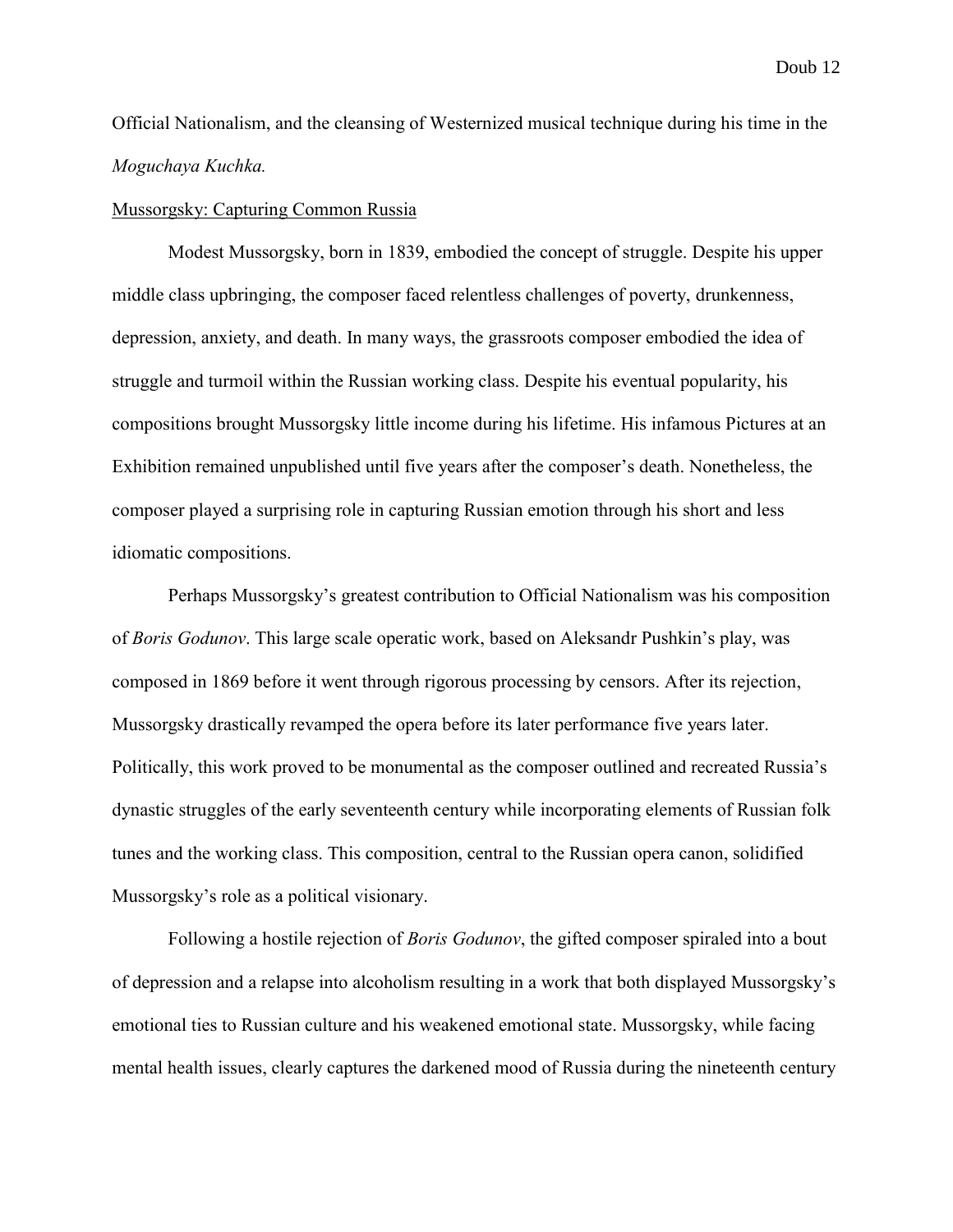Official Nationalism, and the cleansing of Westernized musical technique during his time in the *Moguchaya Kuchka.*

<u>Mussorgsky: Capturing Common Russia</u>

Modest Mussorgsky, born in 1839, embodied the concept of struggle. Despite his upper middle class upbringing, the composer faced relentless challenges of poverty, drunkenness, depression, anxiety, and death. In many ways, the grassroots composer embodied the idea of struggle and turmoil within the Russian working class. Despite his eventual popularity, his compositions brought Mussorgsky little income during his lifetime. His infamous Pictures at an Exhibition remained unpublished until five years after the composer's death. Nonetheless, the composer played a surprising role in capturing Russian emotion through his short and less idiomatic compositions.

Perhaps Mussorgsky's greatest contribution to Official Nationalism was his composition of *Boris Godunov*. This large scale operatic work, based on Aleksandr Pushkin's play, was composed in 1869 before it went through rigorous processing by censors. After its rejection, Mussorgsky drastically revamped the opera before its later performance five years later. Politically, this work proved to be monumental as the composer outlined and recreated Russia's dynastic struggles of the early seventeenth century while incorporating elements of Russian folk tunes and the working class. This composition, central to the Russian opera canon, solidified Mussorgsky's role as a political visionary.

Following a hostile rejection of *Boris Godunov*, the gifted composer spiraled into a bout of depression and a relapse into alcoholism resulting in a work that both displayed Mussorgsky's emotional ties to Russian culture and his weakened emotional state. Mussorgsky, while facing mental health issues, clearly captures the darkened mood of Russia during the nineteenth century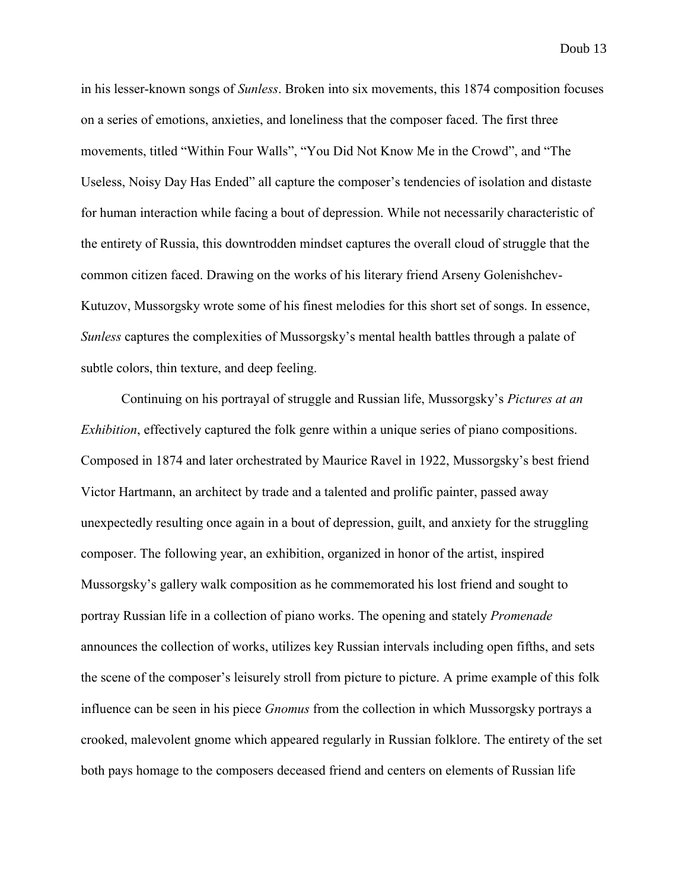in his lesser-known songs of *Sunless*. Broken into six movements, this 1874 composition focuses on a series of emotions, anxieties, and loneliness that the composer faced. The first three movements, titled "Within Four Walls", "You Did Not Know Me in the Crowd", and "The Useless, Noisy Day Has Ended" all capture the composer's tendencies of isolation and distaste for human interaction while facing a bout of depression. While not necessarily characteristic of the entirety of Russia, this downtrodden mindset captures the overall cloud of struggle that the common citizen faced. Drawing on the works of his literary friend Arseny Golenishchev-Kutuzov, Mussorgsky wrote some of his finest melodies for this short set of songs. In essence, *Sunless* captures the complexities of Mussorgsky's mental health battles through a palate of subtle colors, thin texture, and deep feeling.

Continuing on his portrayal of struggle and Russian life, Mussorgsky's *Pictures at an Exhibition*, effectively captured the folk genre within a unique series of piano compositions. Composed in 1874 and later orchestrated by Maurice Ravel in 1922, Mussorgsky's best friend Victor Hartmann, an architect by trade and a talented and prolific painter, passed away unexpectedly resulting once again in a bout of depression, guilt, and anxiety for the struggling composer. The following year, an exhibition, organized in honor of the artist, inspired Mussorgsky's gallery walk composition as he commemorated his lost friend and sought to portray Russian life in a collection of piano works. The opening and stately *Promenade* announces the collection of works, utilizes key Russian intervals including open fifths, and sets the scene of the composer's leisurely stroll from picture to picture. A prime example of this folk influence can be seen in his piece *Gnomus* from the collection in which Mussorgsky portrays a crooked, malevolent gnome which appeared regularly in Russian folklore. The entirety of the set both pays homage to the composers deceased friend and centers on elements of Russian life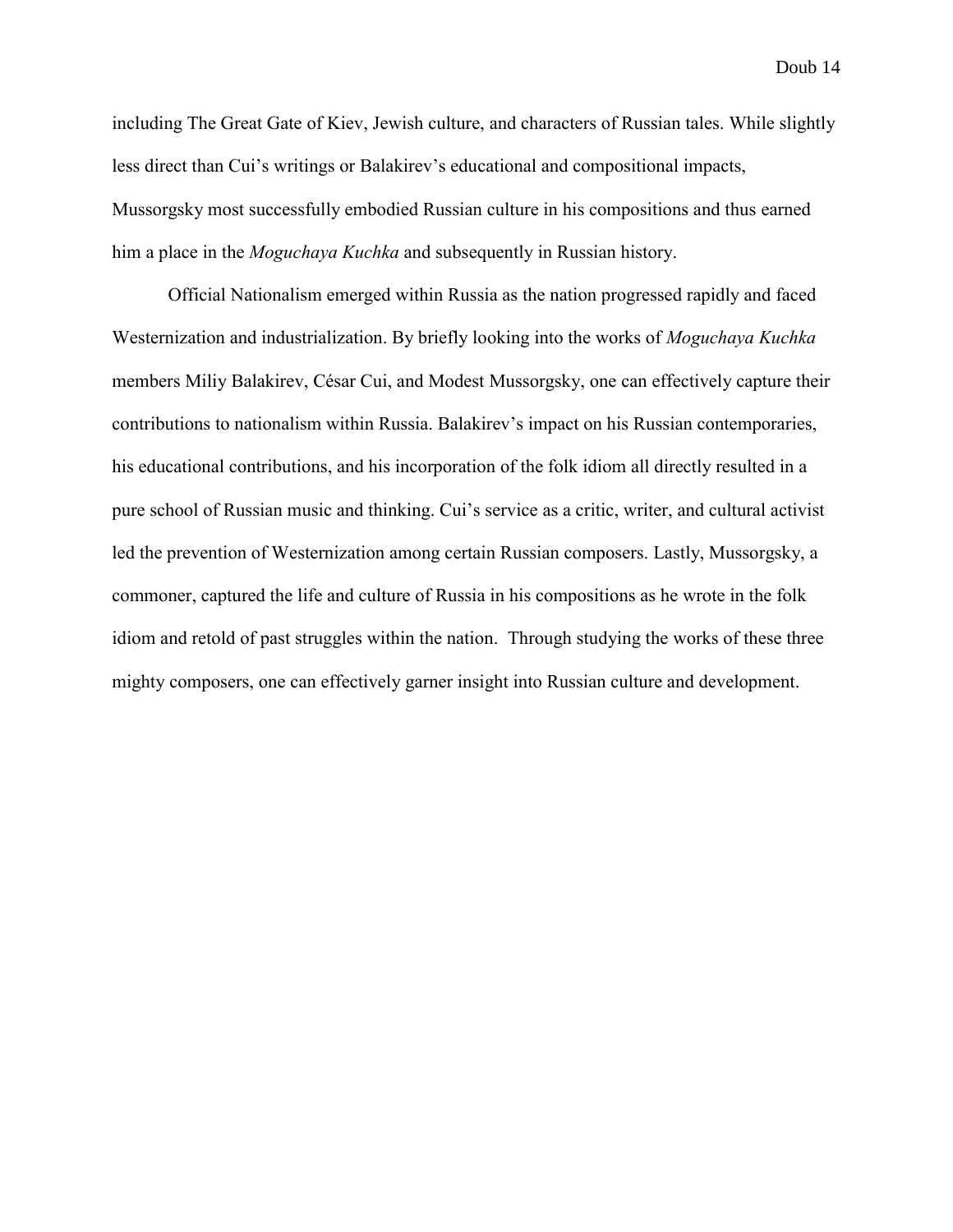including The Great Gate of Kiev, Jewish culture, and characters of Russian tales. While slightly less direct than Cui's writings or Balakirev's educational and compositional impacts, Mussorgsky most successfully embodied Russian culture in his compositions and thus earned him a place in the *Moguchaya Kuchka* and subsequently in Russian history.

Official Nationalism emerged within Russia as the nation progressed rapidly and faced Westernization and industrialization. By briefly looking into the works of *Moguchaya Kuchka* members Miliy Balakirev, César Cui, and Modest Mussorgsky, one can effectively capture their contributions to nationalism within Russia. Balakirev's impact on his Russian contemporaries, his educational contributions, and his incorporation of the folk idiom all directly resulted in a pure school of Russian music and thinking. Cui's service as a critic, writer, and cultural activist led the prevention of Westernization among certain Russian composers. Lastly, Mussorgsky, a commoner, captured the life and culture of Russia in his compositions as he wrote in the folk idiom and retold of past struggles within the nation. Through studying the works of these three mighty composers, one can effectively garner insight into Russian culture and development.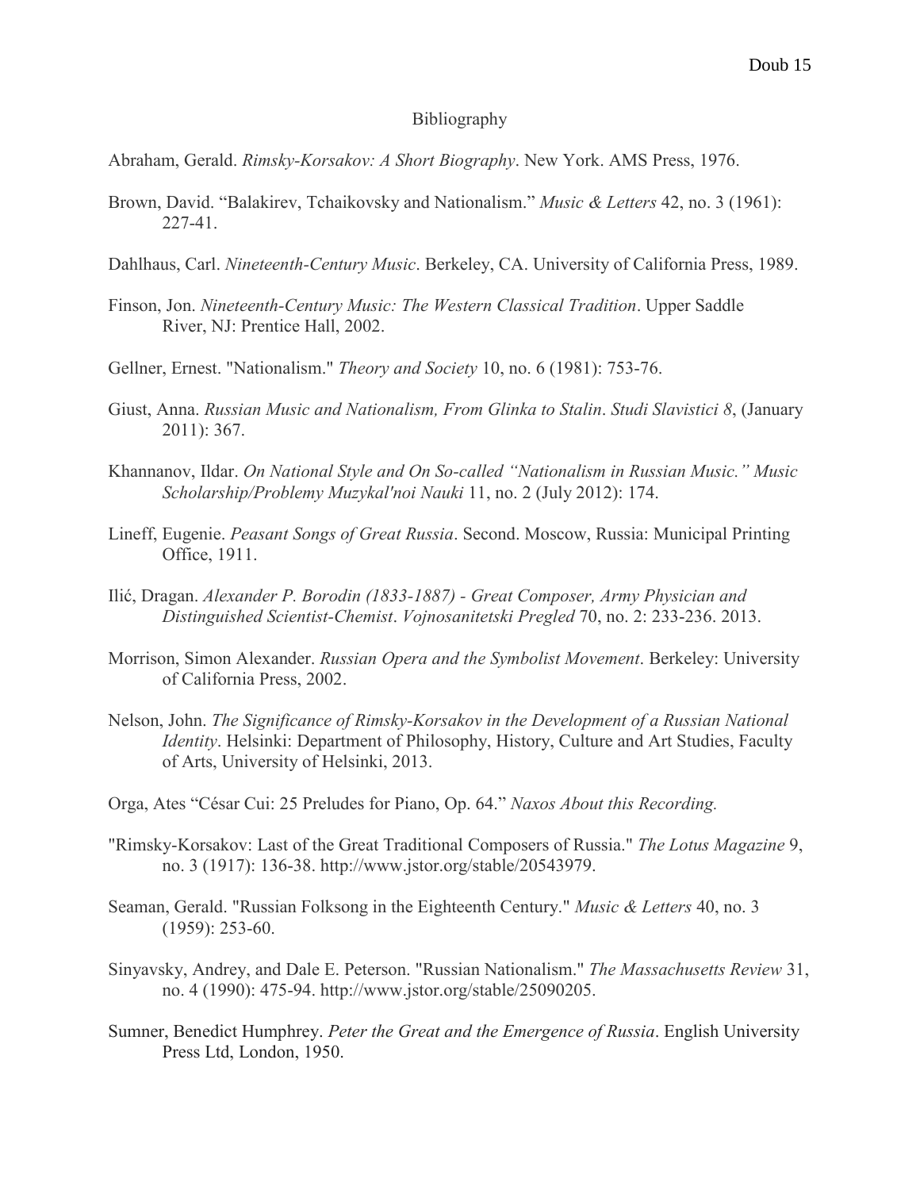# Bibliography

Abraham, Gerald. *Rimsky-Korsakov: A Short Biography*. New York. AMS Press, 1976.

Brown, David. "Balakirev, Tchaikovsky and Nationalism." *Music & Letters* 42, no. 3 (1961): 227-41.

Dahlhaus, Carl. *Nineteenth-Century Music*. Berkeley, CA. University of California Press, 1989.

Finson, Jon. *Nineteenth-Century Music: The Western Classical Tradition*. Upper Saddle River, NJ: Prentice Hall, 2002.

Gellner, Ernest. "Nationalism." *Theory and Society* 10, no. 6 (1981): 753-76.

Giust, Anna. *Russian Music and Nationalism, From Glinka to Stalin*. *Studi Slavistici 8*, (January 2011): 367.

Khannanov, Ildar. *On National Style and On So-called "Nationalism in Russian Music." Music Scholarship/Problemy Muzykal'noi Nauki* 11, no. 2 (July 2012): 174.

Lineff, Eugenie. *Peasant Songs of Great Russia*. Second. Moscow, Russia: Municipal Printing Office, 1911.

Ilić, Dragan. *Alexander P. Borodin (1833-1887) - Great Composer, Army Physician and Distinguished Scientist-Chemist*. *Vojnosanitetski Pregled* 70, no. 2: 233-236. 2013.

Morrison, Simon Alexander. *Russian Opera and the Symbolist Movement*. Berkeley: University of California Press, 2002.

Nelson, John. *The Significance of Rimsky-Korsakov in the Development of a Russian National Identity*. Helsinki: Department of Philosophy, History, Culture and Art Studies, Faculty of Arts, University of Helsinki, 2013.

Orga, Ates "César Cui: 25 Preludes for Piano, Op. 64." *Naxos About this Recording.*

"Rimsky-Korsakov: Last of the Great Traditional Composers of Russia." *The Lotus Magazine* 9, no. 3 (1917): 136-38. http://www.jstor.org/stable/20543979.

Seaman, Gerald. "Russian Folksong in the Eighteenth Century." *Music & Letters* 40, no. 3 (1959): 253-60.

Sinyavsky, Andrey, and Dale E. Peterson. "Russian Nationalism." *The Massachusetts Review* 31, no. 4 (1990): 475-94. http://www.jstor.org/stable/25090205.

Sumner, Benedict Humphrey. *Peter the Great and the Emergence of Russia*. English University Press Ltd, London, 1950.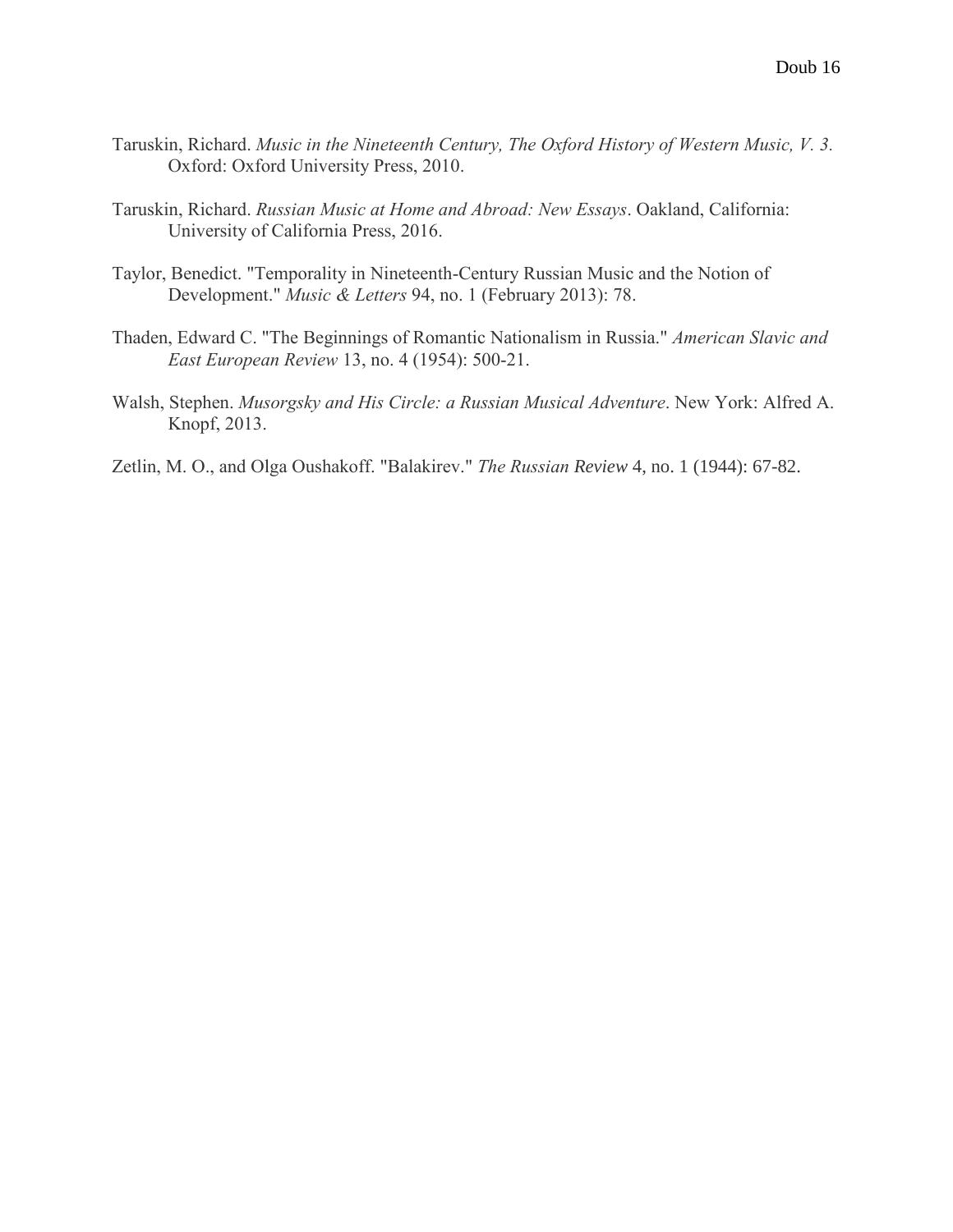Taruskin, Richard. *Music in the Nineteenth Century, The Oxford History of Western Music, V. 3.* Oxford: Oxford University Press, 2010.

Taruskin, Richard. *Russian Music at Home and Abroad: New Essays*. Oakland, California: University of California Press, 2016.

Taylor, Benedict. "Temporality in Nineteenth-Century Russian Music and the Notion of Development." *Music & Letters* 94, no. 1 (February 2013): 78.

Thaden, Edward C. "The Beginnings of Romantic Nationalism in Russia." *American Slavic and East European Review* 13, no. 4 (1954): 500-21.

Walsh, Stephen. *Musorgsky and His Circle: a Russian Musical Adventure*. New York: Alfred A. Knopf, 2013.

Zetlin, M. O., and Olga Oushakoff. "Balakirev." *The Russian Review* 4, no. 1 (1944): 67-82.